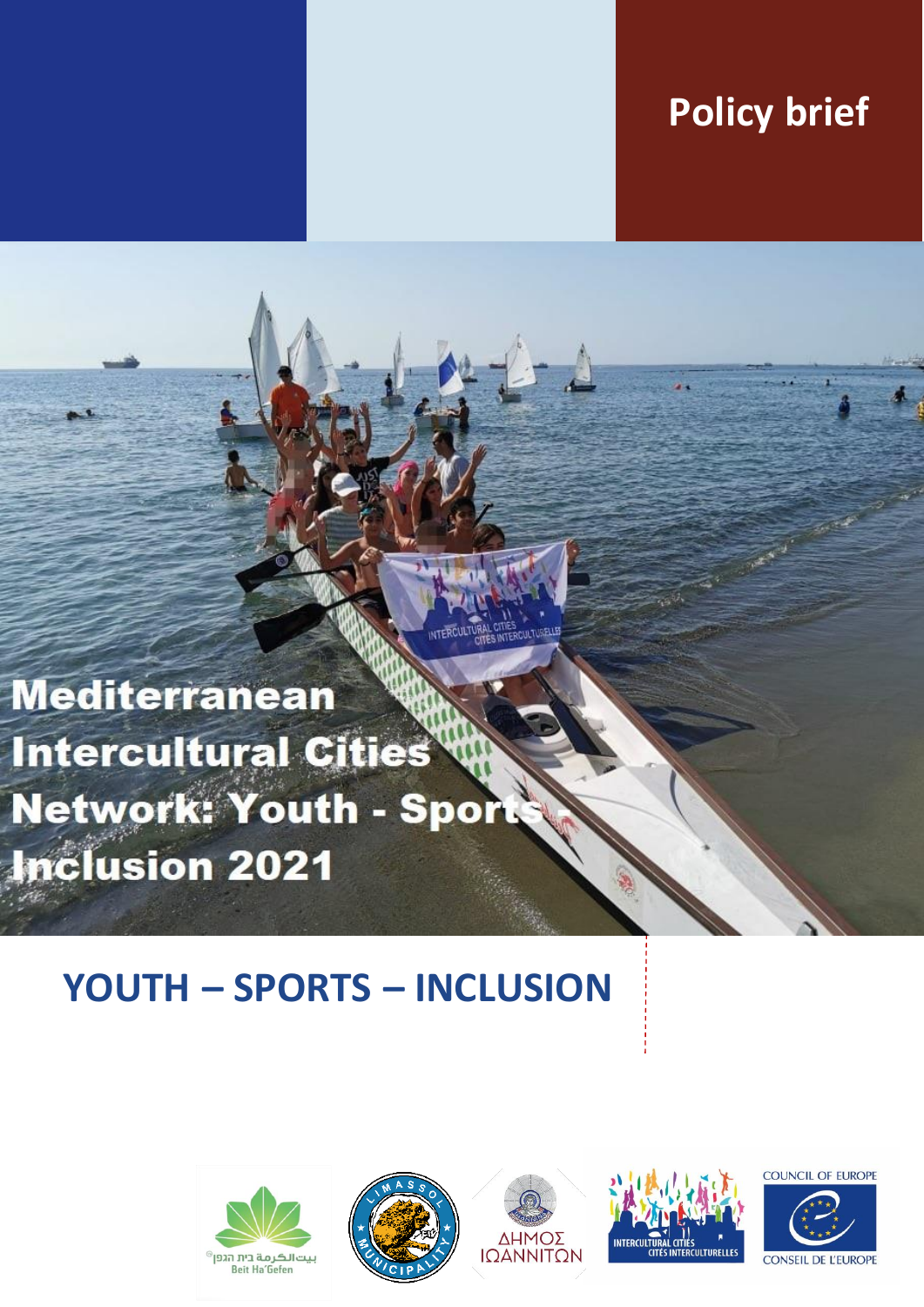Policy brief

# Mediterranean Intercultural Cities Network: Youth - Sports - Inclusion 2021

## YOUTH – SPORTS – INCLUSION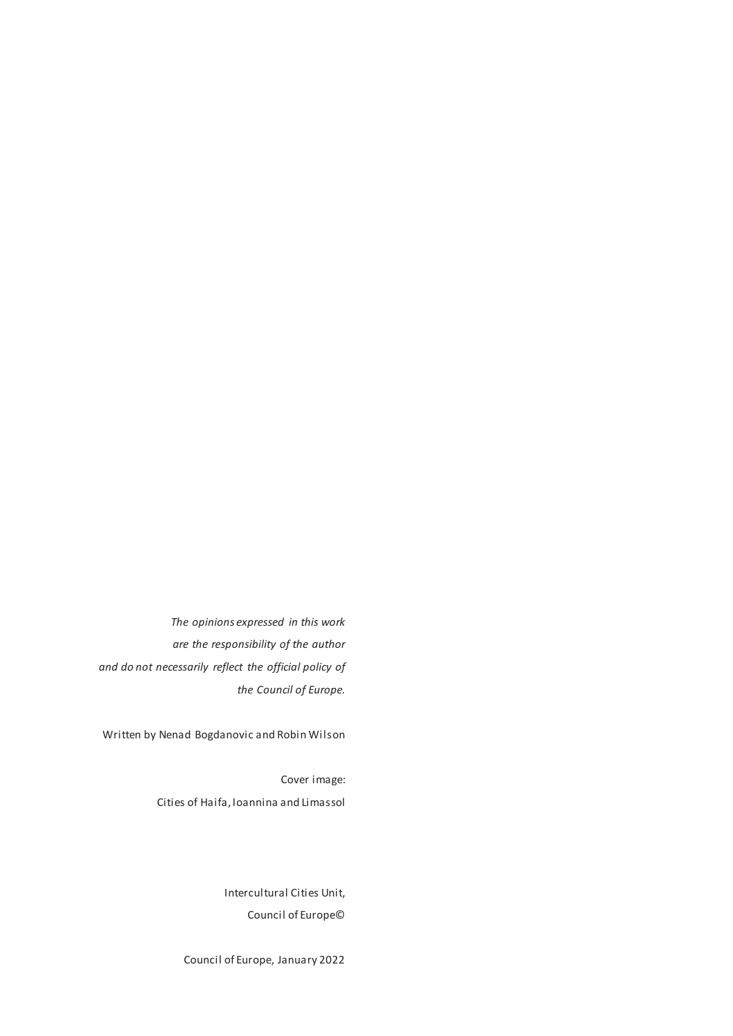*The opinions expressed in this work are the responsibility of the author and do not necessarily reflect the official policy of the Council of Europe.*

Written by Nenad Bogdanovic and Robin Wilson

Cover image:

Cities of Haifa, Ioannina and Limassol

Intercultural Cities Unit,

Council of Europe©

Council of Europe, January 2022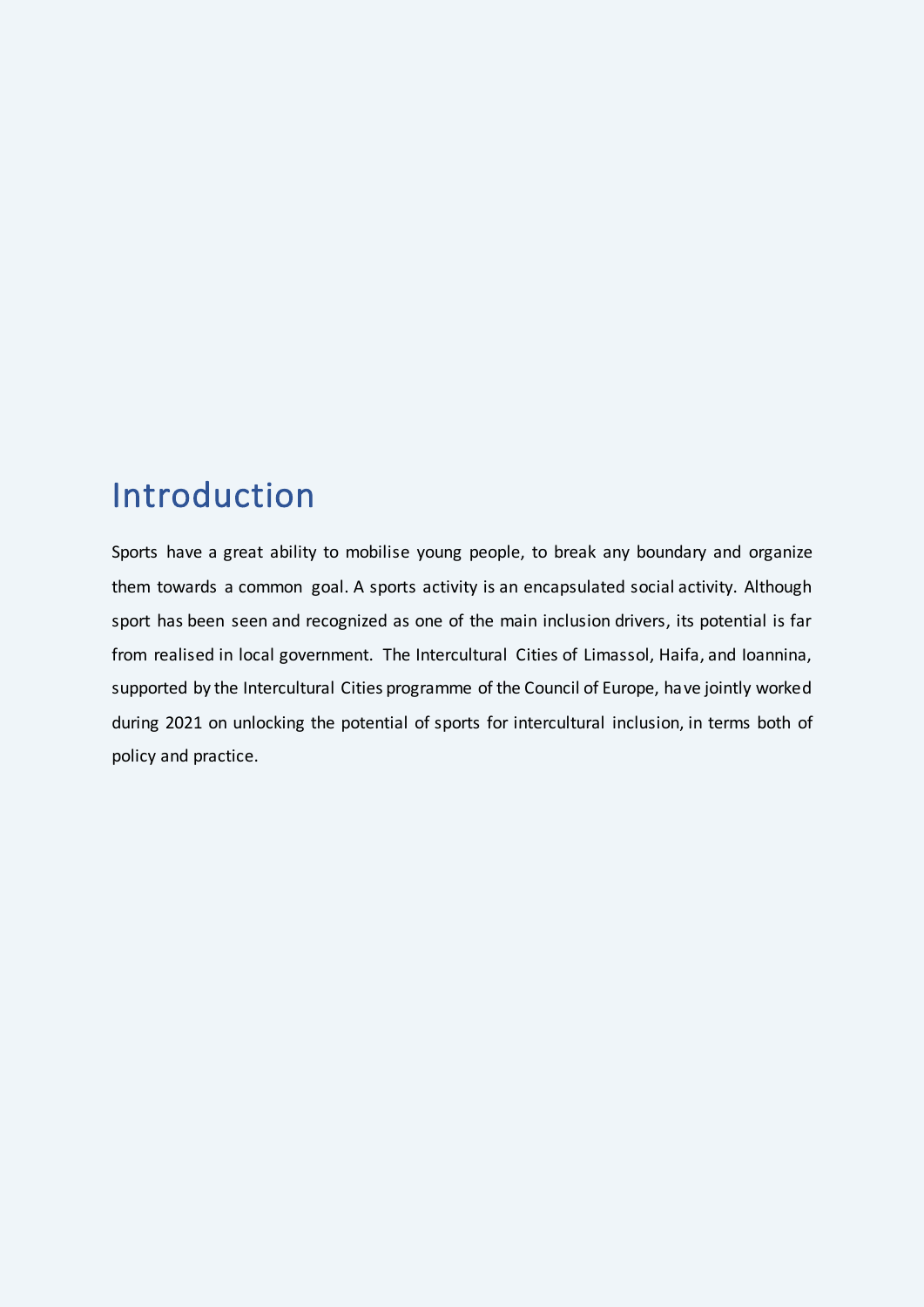# Introduction

Sports have a great ability to mobilise young people, to break any boundary and organize them towards a common goal. A sports activity is an encapsulated social activity. Although sport has been seen and recognized as one of the main inclusion drivers, its potential is far from realised in local government. The Intercultural Cities of Limassol, Haifa, and Ioannina, supported by the Intercultural Cities programme of the Council of Europe, have jointly worked during 2021 on unlocking the potential of sports for intercultural inclusion, in terms both of policy and practice.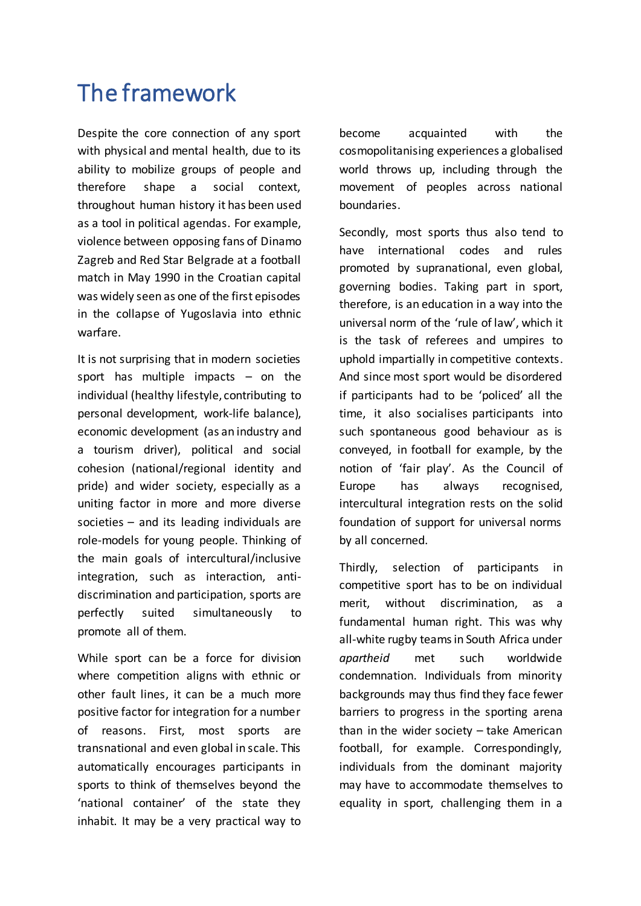# The framework

Despite the core connection of any sport with physical and mental health, due to its ability to mobilize groups of people and therefore shape a social context, throughout human history it has been used as a tool in political agendas. For example, violence between opposing fans of Dinamo Zagreb and Red Star Belgrade at a football match in May 1990 in the Croatian capital was widely seen as one of the first episodes in the collapse of Yugoslavia into ethnic warfare.

It is not surprising that in modern societies sport has multiple impacts – on the individual (healthy lifestyle, contributing to personal development, work-life balance), economic development (as an industry and a tourism driver), political and social cohesion (national/regional identity and pride) and wider society, especially as a uniting factor in more and more diverse societies – and its leading individuals are role-models for young people. Thinking of the main goals of intercultural/inclusive integration, such as interaction, anti-discrimination and participation, sports are perfectly suited simultaneously to promote all of them.

While sport can be a force for division where competition aligns with ethnic or other fault lines, it can be a much more positive factor for integration for a number of reasons. First, most sports are transnational and even global in scale. This automatically encourages participants in sports to think of themselves beyond the 'national container' of the state they inhabit. It may be a very practical way to become acquainted with the cosmopolitanising experiences a globalised world throws up, including through the movement of peoples across national boundaries.

Secondly, most sports thus also tend to have international codes and rules promoted by supranational, even global, governing bodies. Taking part in sport, therefore, is an education in a way into the universal norm of the 'rule of law', which it is the task of referees and umpires to uphold impartially in competitive contexts. And since most sport would be disordered if participants had to be 'policed' all the time, it also socialises participants into such spontaneous good behaviour as is conveyed, in football for example, by the notion of 'fair play'. As the Council of Europe has always recognised, intercultural integration rests on the solid foundation of support for universal norms by all concerned.

Thirdly, selection of participants in competitive sport has to be on individual merit, without discrimination, as a fundamental human right. This was why all-white rugby teams in South Africa under *apartheid* met such worldwide condemnation. Individuals from minority backgrounds may thus find they face fewer barriers to progress in the sporting arena than in the wider society – take American football, for example. Correspondingly, individuals from the dominant majority may have to accommodate themselves to equality in sport, challenging them in a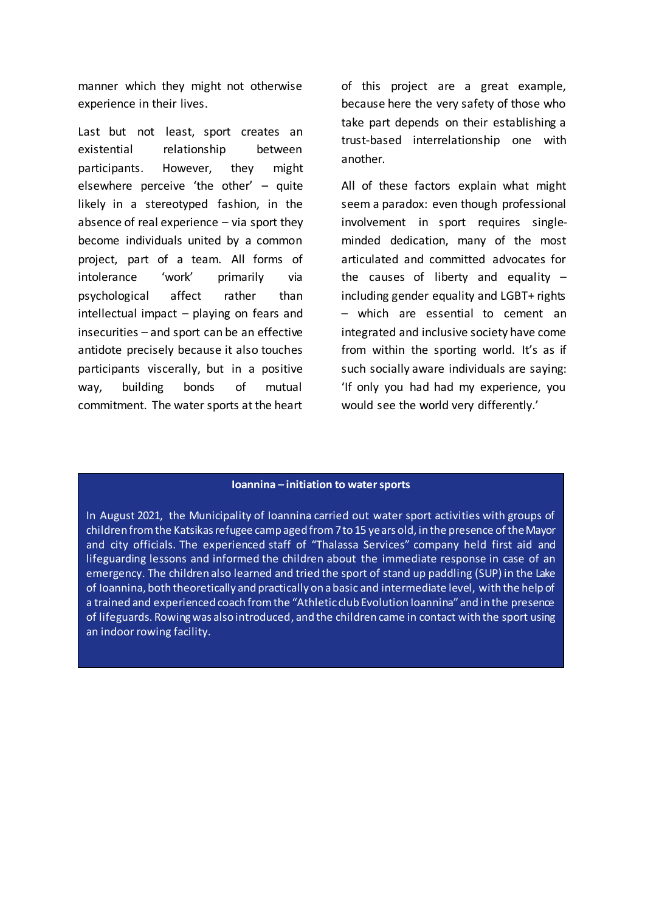manner which they might not otherwise experience in their lives.

Last but not least, sport creates an existential relationship between participants. However, they might elsewhere perceive 'the other' – quite likely in a stereotyped fashion, in the absence of real experience – via sport they become individuals united by a common project, part of a team. All forms of intolerance 'work' primarily via psychological affect rather than intellectual impact – playing on fears and insecurities – and sport can be an effective antidote precisely because it also touches participants viscerally, but in a positive way, building bonds of mutual commitment. The water sports at the heart of this project are a great example, because here the very safety of those who take part depends on their establishing a trust-based interrelationship one with another.

All of these factors explain what might seem a paradox: even though professional involvement in sport requires single-minded dedication, many of the most articulated and committed advocates for the causes of liberty and equality – including gender equality and LGBT+ rights – which are essential to cement an integrated and inclusive society have come from within the sporting world. It's as if such socially aware individuals are saying: 'If only you had had my experience, you would see the world very differently.'

**Ioannina – initiation to water sports**

In August 2021, the Municipality of Ioannina carried out water sport activities with groups of children from the Katsikas refugee camp aged from 7 to 15 years old, in the presence of the Mayor and city officials. The experienced staff of "Thalassa Services" company held first aid and lifeguarding lessons and informed the children about the immediate response in case of an emergency. The children also learned and tried the sport of stand up paddling (SUP) in the Lake of Ioannina, both theoretically and practically on a basic and intermediate level, with the help of a trained and experienced coach from the "Athletic club Evolution Ioannina" and in the presence of lifeguards. Rowing was also introduced, and the children came in contact with the sport using an indoor rowing facility.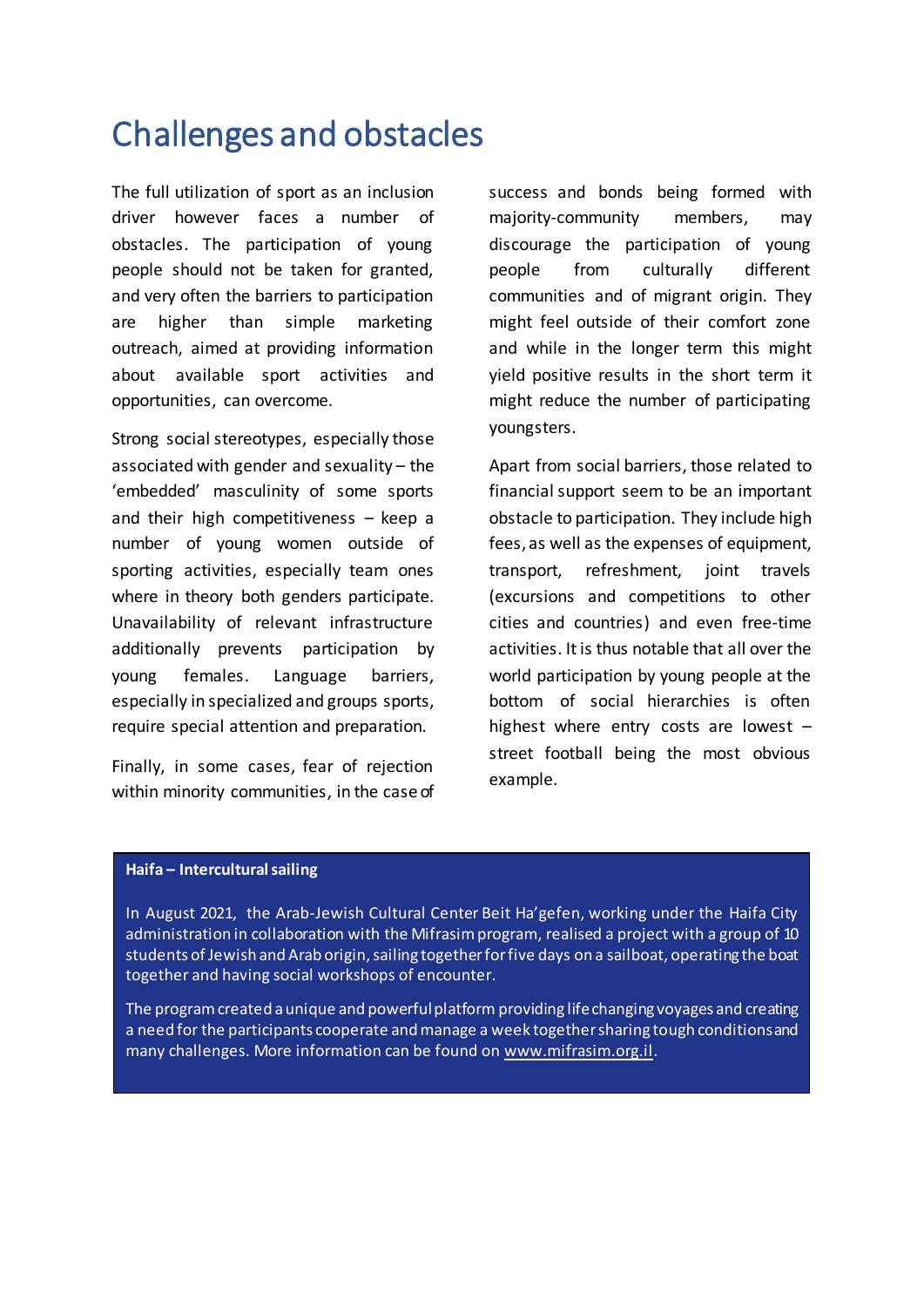# Challenges and obstacles

The full utilization of sport as an inclusion driver however faces a number of obstacles. The participation of young people should not be taken for granted, and very often the barriers to participation are higher than simple marketing outreach, aimed at providing information about available sport activities and opportunities, can overcome.

Strong social stereotypes, especially those associated with gender and sexuality – the 'embedded' masculinity of some sports and their high competitiveness – keep a number of young women outside of sporting activities, especially team ones where in theory both genders participate. Unavailability of relevant infrastructure additionally prevents participation by young females. Language barriers, especially in specialized and groups sports, require special attention and preparation.

Finally, in some cases, fear of rejection within minority communities, in the case of success and bonds being formed with majority-community members, may discourage the participation of young people from culturally different communities and of migrant origin. They might feel outside of their comfort zone and while in the longer term this might yield positive results in the short term it might reduce the number of participating youngsters.

Apart from social barriers, those related to financial support seem to be an important obstacle to participation. They include high fees, as well as the expenses of equipment, transport, refreshment, joint travels (excursions and competitions to other cities and countries) and even free-time activities. It is thus notable that all over the world participation by young people at the bottom of social hierarchies is often highest where entry costs are lowest – street football being the most obvious example.

**Haifa – Intercultural sailing**

In August 2021, the Arab-Jewish Cultural Center Beit Ha'gefen, working under the Haifa City administration in collaboration with the Mifrasim program, realised a project with a group of 10 students of Jewish and Arab origin, sailing together for five days on a sailboat, operating the boat together and having social workshops of encounter.

The program created a unique and powerful platform providing life changing voyages and creating a need for the participants cooperate and manage a week together sharing tough conditions and many challenges. More information can be found on www.mifrasim.org.il.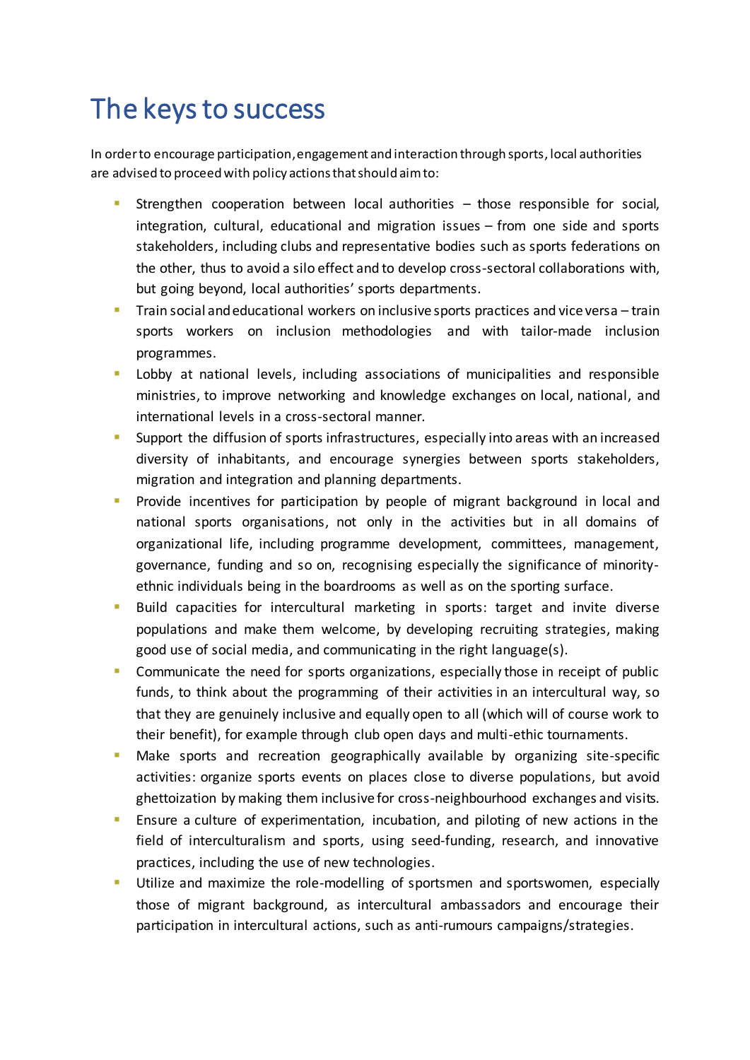# The keys to success

In order to encourage participation, engagement and interaction through sports, local authorities are advised to proceed with policy actions that should aim to:

- Strengthen cooperation between local authorities – those responsible for social, integration, cultural, educational and migration issues – from one side and sports stakeholders, including clubs and representative bodies such as sports federations on the other, thus to avoid a silo effect and to develop cross-sectoral collaborations with, but going beyond, local authorities' sports departments.
- Train social and educational workers on inclusive sports practices and vice versa – train sports workers on inclusion methodologies and with tailor-made inclusion programmes.
- Lobby at national levels, including associations of municipalities and responsible ministries, to improve networking and knowledge exchanges on local, national, and international levels in a cross-sectoral manner.
- Support the diffusion of sports infrastructures, especially into areas with an increased diversity of inhabitants, and encourage synergies between sports stakeholders, migration and integration and planning departments.
- Provide incentives for participation by people of migrant background in local and national sports organisations, not only in the activities but in all domains of organizational life, including programme development, committees, management, governance, funding and so on, recognising especially the significance of minority-ethnic individuals being in the boardrooms as well as on the sporting surface.
- Build capacities for intercultural marketing in sports: target and invite diverse populations and make them welcome, by developing recruiting strategies, making good use of social media, and communicating in the right language(s).
- Communicate the need for sports organizations, especially those in receipt of public funds, to think about the programming of their activities in an intercultural way, so that they are genuinely inclusive and equally open to all (which will of course work to their benefit), for example through club open days and multi-ethic tournaments.
- Make sports and recreation geographically available by organizing site-specific activities: organize sports events on places close to diverse populations, but avoid ghettoization by making them inclusive for cross-neighbourhood exchanges and visits.
- Ensure a culture of experimentation, incubation, and piloting of new actions in the field of interculturalism and sports, using seed-funding, research, and innovative practices, including the use of new technologies.
- Utilize and maximize the role-modelling of sportsmen and sportswomen, especially those of migrant background, as intercultural ambassadors and encourage their participation in intercultural actions, such as anti-rumours campaigns/strategies.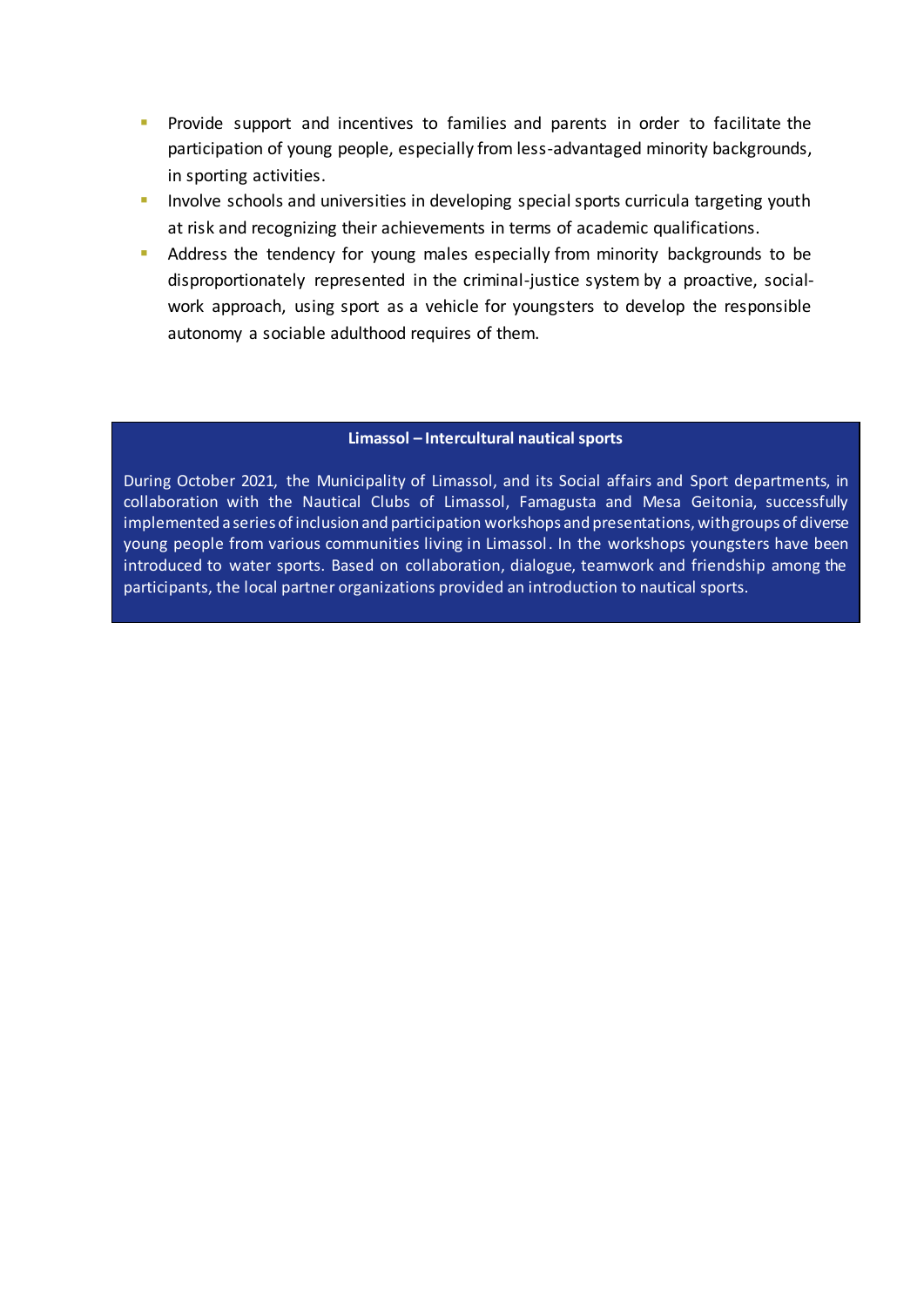- Provide support and incentives to families and parents in order to facilitate the participation of young people, especially from less-advantaged minority backgrounds, in sporting activities.
- Involve schools and universities in developing special sports curricula targeting youth at risk and recognizing their achievements in terms of academic qualifications.
- Address the tendency for young males especially from minority backgrounds to be disproportionately represented in the criminal-justice system by a proactive, social-work approach, using sport as a vehicle for youngsters to develop the responsible autonomy a sociable adulthood requires of them.

**Limassol – Intercultural nautical sports**

During October 2021, the Municipality of Limassol, and its Social affairs and Sport departments, in collaboration with the Nautical Clubs of Limassol, Famagusta and Mesa Geitonia, successfully implemented a series of inclusion and participation workshops and presentations, with groups of diverse young people from various communities living in Limassol. In the workshops youngsters have been introduced to water sports. Based on collaboration, dialogue, teamwork and friendship among the participants, the local partner organizations provided an introduction to nautical sports.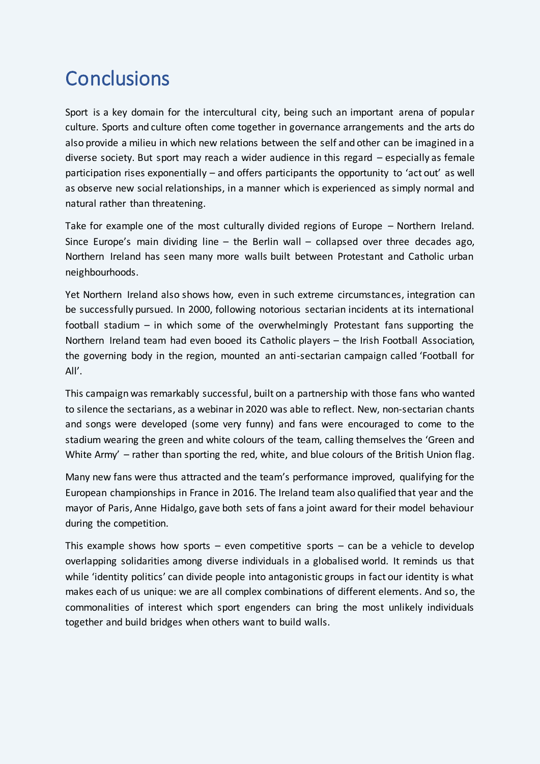# Conclusions

Sport is a key domain for the intercultural city, being such an important arena of popular culture. Sports and culture often come together in governance arrangements and the arts do also provide a milieu in which new relations between the self and other can be imagined in a diverse society. But sport may reach a wider audience in this regard – especially as female participation rises exponentially – and offers participants the opportunity to 'act out' as well as observe new social relationships, in a manner which is experienced as simply normal and natural rather than threatening.

Take for example one of the most culturally divided regions of Europe – Northern Ireland. Since Europe's main dividing line – the Berlin wall – collapsed over three decades ago, Northern Ireland has seen many more walls built between Protestant and Catholic urban neighbourhoods.

Yet Northern Ireland also shows how, even in such extreme circumstances, integration can be successfully pursued. In 2000, following notorious sectarian incidents at its international football stadium – in which some of the overwhelmingly Protestant fans supporting the Northern Ireland team had even booed its Catholic players – the Irish Football Association, the governing body in the region, mounted an anti-sectarian campaign called 'Football for All'.

This campaign was remarkably successful, built on a partnership with those fans who wanted to silence the sectarians, as a webinar in 2020 was able to reflect. New, non-sectarian chants and songs were developed (some very funny) and fans were encouraged to come to the stadium wearing the green and white colours of the team, calling themselves the 'Green and White Army' – rather than sporting the red, white, and blue colours of the British Union flag.

Many new fans were thus attracted and the team's performance improved, qualifying for the European championships in France in 2016. The Ireland team also qualified that year and the mayor of Paris, Anne Hidalgo, gave both sets of fans a joint award for their model behaviour during the competition.

This example shows how sports – even competitive sports – can be a vehicle to develop overlapping solidarities among diverse individuals in a globalised world. It reminds us that while 'identity politics' can divide people into antagonistic groups in fact our identity is what makes each of us unique: we are all complex combinations of different elements. And so, the commonalities of interest which sport engenders can bring the most unlikely individuals together and build bridges when others want to build walls.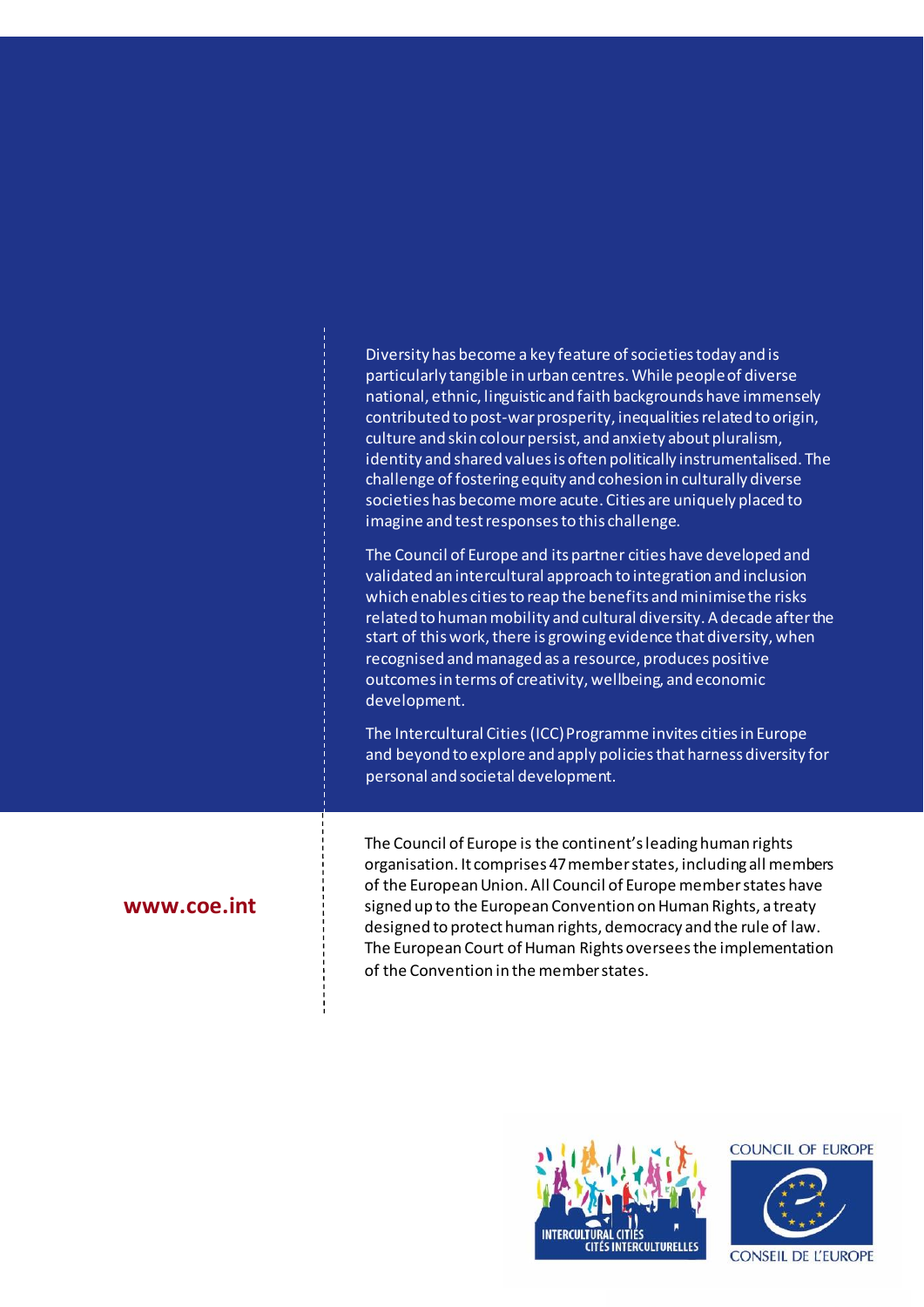Diversity has become a key feature of societies today and is particularly tangible in urban centres. While people of diverse national, ethnic, linguistic and faith backgrounds have immensely contributed to post-war prosperity, inequalities related to origin, culture and skin colour persist, and anxiety about pluralism, identity and shared values is often politically instrumentalised. The challenge of fostering equity and cohesion in culturally diverse societies has become more acute. Cities are uniquely placed to imagine and test responses to this challenge.

The Council of Europe and its partner cities have developed and validated an intercultural approach to integration and inclusion which enables cities to reap the benefits and minimise the risks related to human mobility and cultural diversity. A decade after the start of this work, there is growing evidence that diversity, when recognised and managed as a resource, produces positive outcomes in terms of creativity, wellbeing, and economic development.

The Intercultural Cities (ICC) Programme invites cities in Europe and beyond to explore and apply policies that harness diversity for personal and societal development.

**www.coe.int**

The Council of Europe is the continent's leading human rights organisation. It comprises 47 member states, including all members of the European Union. All Council of Europe member states have signed up to the European Convention on Human Rights, a treaty designed to protect human rights, democracy and the rule of law. The European Court of Human Rights oversees the implementation of the Convention in the member states.

INTERCULTURAL CITIES
CITÉS INTERCULTURELLES

COUNCIL OF EUROPE
CONSEIL DE L'EUROPE